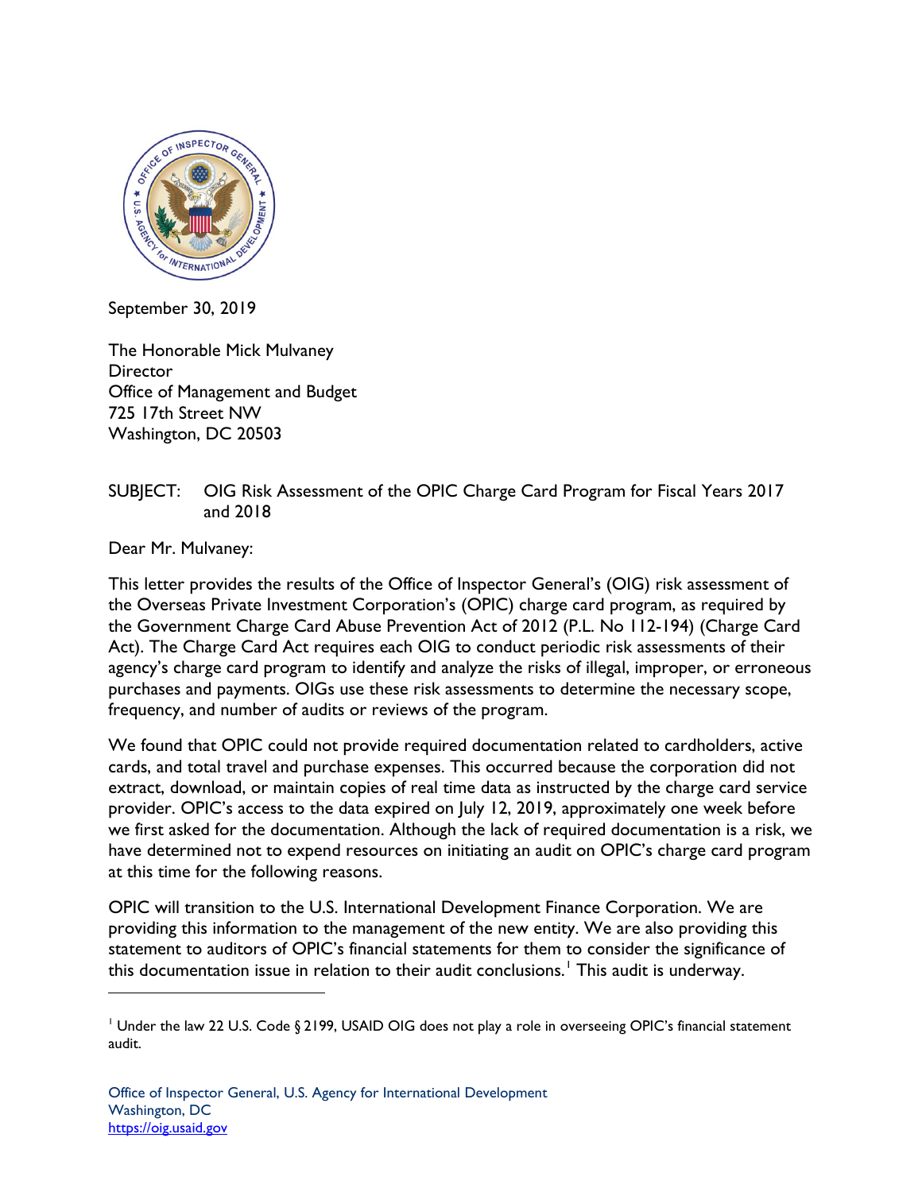September 30, 2019

The Honorable Mick Mulvaney
Director
Office of Management and Budget
725 17th Street NW
Washington, DC 20503

SUBJECT: OIG Risk Assessment of the OPIC Charge Card Program for Fiscal Years 2017 and 2018

Dear Mr. Mulvaney:

This letter provides the results of the Office of Inspector General's (OIG) risk assessment of the Overseas Private Investment Corporation's (OPIC) charge card program, as required by the Government Charge Card Abuse Prevention Act of 2012 (P.L. No 112-194) (Charge Card Act). The Charge Card Act requires each OIG to conduct periodic risk assessments of their agency's charge card program to identify and analyze the risks of illegal, improper, or erroneous purchases and payments. OIGs use these risk assessments to determine the necessary scope, frequency, and number of audits or reviews of the program.

We found that OPIC could not provide required documentation related to cardholders, active cards, and total travel and purchase expenses. This occurred because the corporation did not extract, download, or maintain copies of real time data as instructed by the charge card service provider. OPIC's access to the data expired on July 12, 2019, approximately one week before we first asked for the documentation. Although the lack of required documentation is a risk, we have determined not to expend resources on initiating an audit on OPIC's charge card program at this time for the following reasons.

OPIC will transition to the U.S. International Development Finance Corporation. We are providing this information to the management of the new entity. We are also providing this statement to auditors of OPIC's financial statements for them to consider the significance of this documentation issue in relation to their audit conclusions.[1] This audit is underway.

[1] Under the law 22 U.S. Code § 2199, USAID OIG does not play a role in overseeing OPIC's financial statement audit.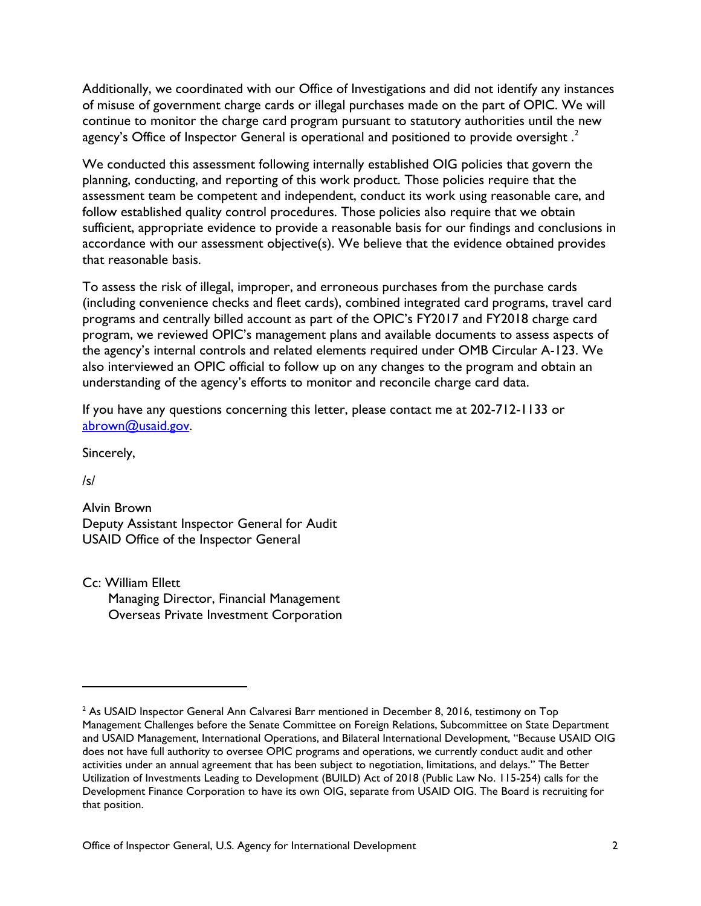Additionally, we coordinated with our Office of Investigations and did not identify any instances of misuse of government charge cards or illegal purchases made on the part of OPIC. We will continue to monitor the charge card program pursuant to statutory authorities until the new agency's Office of Inspector General is operational and positioned to provide oversight .[2]

We conducted this assessment following internally established OIG policies that govern the planning, conducting, and reporting of this work product. Those policies require that the assessment team be competent and independent, conduct its work using reasonable care, and follow established quality control procedures. Those policies also require that we obtain sufficient, appropriate evidence to provide a reasonable basis for our findings and conclusions in accordance with our assessment objective(s). We believe that the evidence obtained provides that reasonable basis.

To assess the risk of illegal, improper, and erroneous purchases from the purchase cards (including convenience checks and fleet cards), combined integrated card programs, travel card programs and centrally billed account as part of the OPIC's FY2017 and FY2018 charge card program, we reviewed OPIC's management plans and available documents to assess aspects of the agency's internal controls and related elements required under OMB Circular A-123. We also interviewed an OPIC official to follow up on any changes to the program and obtain an understanding of the agency's efforts to monitor and reconcile charge card data.

If you have any questions concerning this letter, please contact me at 202-712-1133 or abrown@usaid.gov.

Sincerely,

/s/

Alvin Brown
Deputy Assistant Inspector General for Audit
USAID Office of the Inspector General

Cc: William Ellett
Managing Director, Financial Management
Overseas Private Investment Corporation

---

[2] As USAID Inspector General Ann Calvaresi Barr mentioned in December 8, 2016, testimony on Top Management Challenges before the Senate Committee on Foreign Relations, Subcommittee on State Department and USAID Management, International Operations, and Bilateral International Development, "Because USAID OIG does not have full authority to oversee OPIC programs and operations, we currently conduct audit and other activities under an annual agreement that has been subject to negotiation, limitations, and delays." The Better Utilization of Investments Leading to Development (BUILD) Act of 2018 (Public Law No. 115-254) calls for the Development Finance Corporation to have its own OIG, separate from USAID OIG. The Board is recruiting for that position.